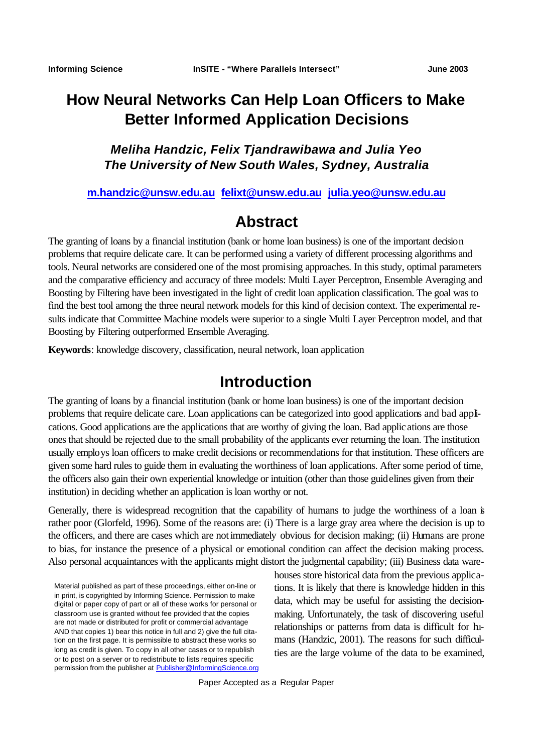# How Neural Networks Can Help Loan Officers to Make Better Informed Application Decisions

***Meliha Handzic, Felix Tjandrawibawa and Julia Yeo***
***The University of New South Wales, Sydney, Australia***

**m.handzic@unsw.edu.au felixt@unsw.edu.au julia.yeo@unsw.edu.au**

## Abstract

The granting of loans by a financial institution (bank or home loan business) is one of the important decision problems that require delicate care. It can be performed using a variety of different processing algorithms and tools. Neural networks are considered one of the most promising approaches. In this study, optimal parameters and the comparative efficiency and accuracy of three models: Multi Layer Perceptron, Ensemble Averaging and Boosting by Filtering have been investigated in the light of credit loan application classification. The goal was to find the best tool among the three neural network models for this kind of decision context. The experimental results indicate that Committee Machine models were superior to a single Multi Layer Perceptron model, and that Boosting by Filtering outperformed Ensemble Averaging.

**Keywords**: knowledge discovery, classification, neural network, loan application

## Introduction

The granting of loans by a financial institution (bank or home loan business) is one of the important decision problems that require delicate care. Loan applications can be categorized into good applications and bad applications. Good applications are the applications that are worthy of giving the loan. Bad applications are those ones that should be rejected due to the small probability of the applicants ever returning the loan. The institution usually employs loan officers to make credit decisions or recommendations for that institution. These officers are given some hard rules to guide them in evaluating the worthiness of loan applications. After some period of time, the officers also gain their own experiential knowledge or intuition (other than those guidelines given from their institution) in deciding whether an application is loan worthy or not.

Generally, there is widespread recognition that the capability of humans to judge the worthiness of a loan is rather poor (Glorfeld, 1996). Some of the reasons are: (i) There is a large gray area where the decision is up to the officers, and there are cases which are not immediately obvious for decision making; (ii) Humans are prone to bias, for instance the presence of a physical or emotional condition can affect the decision making process. Also personal acquaintances with the applicants might distort the judgmental capability; (iii) Business data warehouses store historical data from the previous applications. It is likely that there is knowledge hidden in this data, which may be useful for assisting the decision-making. Unfortunately, the task of discovering useful relationships or patterns from data is difficult for humans (Handzic, 2001). The reasons for such difficulties are the large volume of the data to be examined,

Material published as part of these proceedings, either on-line or in print, is copyrighted by Informing Science. Permission to make digital or paper copy of part or all of these works for personal or classroom use is granted without fee provided that the copies are not made or distributed for profit or commercial advantage AND that copies 1) bear this notice in full and 2) give the full citation on the first page. It is permissible to abstract these works so long as credit is given. To copy in all other cases or to republish or to post on a server or to redistribute to lists requires specific permission from the publisher at Publisher@InformingScience.org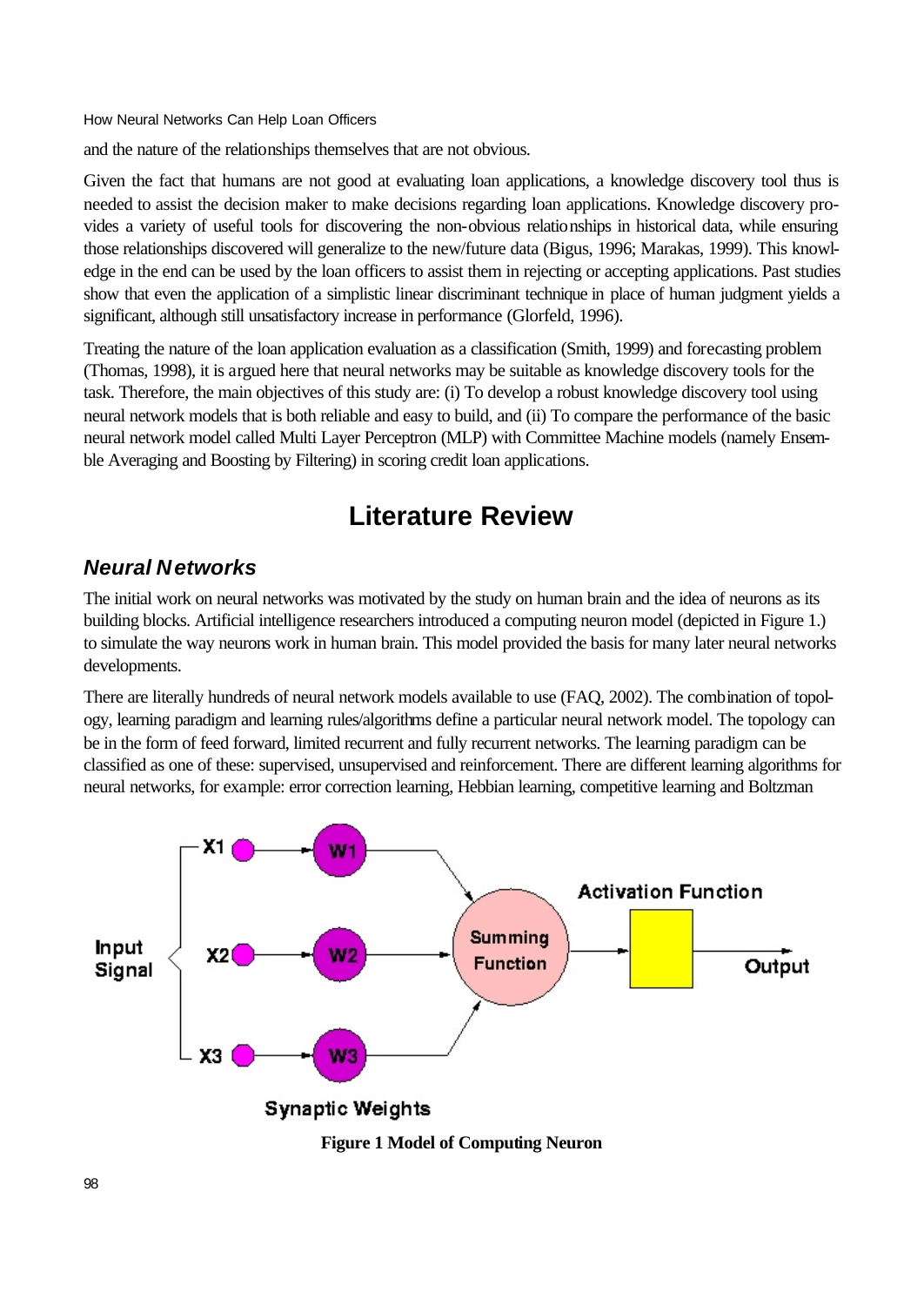and the nature of the relationships themselves that are not obvious.

Given the fact that humans are not good at evaluating loan applications, a knowledge discovery tool thus is needed to assist the decision maker to make decisions regarding loan applications. Knowledge discovery provides a variety of useful tools for discovering the non-obvious relationships in historical data, while ensuring those relationships discovered will generalize to the new/future data (Bigus, 1996; Marakas, 1999). This knowledge in the end can be used by the loan officers to assist them in rejecting or accepting applications. Past studies show that even the application of a simplistic linear discriminant technique in place of human judgment yields a significant, although still unsatisfactory increase in performance (Glorfeld, 1996).

Treating the nature of the loan application evaluation as a classification (Smith, 1999) and forecasting problem (Thomas, 1998), it is argued here that neural networks may be suitable as knowledge discovery tools for the task. Therefore, the main objectives of this study are: (i) To develop a robust knowledge discovery tool using neural network models that is both reliable and easy to build, and (ii) To compare the performance of the basic neural network model called Multi Layer Perceptron (MLP) with Committee Machine models (namely Ensemble Averaging and Boosting by Filtering) in scoring credit loan applications.

# Literature Review

## *Neural Networks*

The initial work on neural networks was motivated by the study on human brain and the idea of neurons as its building blocks. Artificial intelligence researchers introduced a computing neuron model (depicted in Figure 1.) to simulate the way neurons work in human brain. This model provided the basis for many later neural networks developments.

There are literally hundreds of neural network models available to use (FAQ, 2002). The combination of topology, learning paradigm and learning rules/algorithms define a particular neural network model. The topology can be in the form of feed forward, limited recurrent and fully recurrent networks. The learning paradigm can be classified as one of these: supervised, unsupervised and reinforcement. There are different learning algorithms for neural networks, for example: error correction learning, Hebbian learning, competitive learning and Boltzman

**Figure 1 Model of Computing Neuron**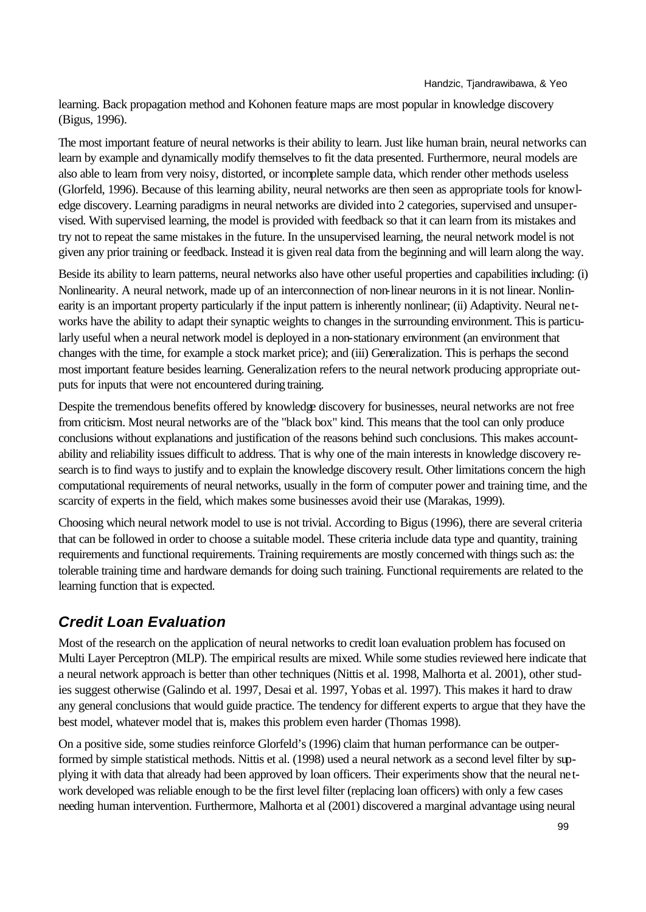learning. Back propagation method and Kohonen feature maps are most popular in knowledge discovery (Bigus, 1996).

The most important feature of neural networks is their ability to learn. Just like human brain, neural networks can learn by example and dynamically modify themselves to fit the data presented. Furthermore, neural models are also able to learn from very noisy, distorted, or incomplete sample data, which render other methods useless (Glorfeld, 1996). Because of this learning ability, neural networks are then seen as appropriate tools for knowledge discovery. Learning paradigms in neural networks are divided into 2 categories, supervised and unsupervised. With supervised learning, the model is provided with feedback so that it can learn from its mistakes and try not to repeat the same mistakes in the future. In the unsupervised learning, the neural network model is not given any prior training or feedback. Instead it is given real data from the beginning and will learn along the way.

Beside its ability to learn patterns, neural networks also have other useful properties and capabilities including: (i) Nonlinearity. A neural network, made up of an interconnection of non-linear neurons in it is not linear. Nonlinearity is an important property particularly if the input pattern is inherently nonlinear; (ii) Adaptivity. Neural networks have the ability to adapt their synaptic weights to changes in the surrounding environment. This is particularly useful when a neural network model is deployed in a non-stationary environment (an environment that changes with the time, for example a stock market price); and (iii) Generalization. This is perhaps the second most important feature besides learning. Generalization refers to the neural network producing appropriate outputs for inputs that were not encountered during training.

Despite the tremendous benefits offered by knowledge discovery for businesses, neural networks are not free from criticism. Most neural networks are of the "black box" kind. This means that the tool can only produce conclusions without explanations and justification of the reasons behind such conclusions. This makes accountability and reliability issues difficult to address. That is why one of the main interests in knowledge discovery research is to find ways to justify and to explain the knowledge discovery result. Other limitations concern the high computational requirements of neural networks, usually in the form of computer power and training time, and the scarcity of experts in the field, which makes some businesses avoid their use (Marakas, 1999).

Choosing which neural network model to use is not trivial. According to Bigus (1996), there are several criteria that can be followed in order to choose a suitable model. These criteria include data type and quantity, training requirements and functional requirements. Training requirements are mostly concerned with things such as: the tolerable training time and hardware demands for doing such training. Functional requirements are related to the learning function that is expected.

## *Credit Loan Evaluation*

Most of the research on the application of neural networks to credit loan evaluation problem has focused on Multi Layer Perceptron (MLP). The empirical results are mixed. While some studies reviewed here indicate that a neural network approach is better than other techniques (Nittis et al. 1998, Malhorta et al. 2001), other studies suggest otherwise (Galindo et al. 1997, Desai et al. 1997, Yobas et al. 1997). This makes it hard to draw any general conclusions that would guide practice. The tendency for different experts to argue that they have the best model, whatever model that is, makes this problem even harder (Thomas 1998).

On a positive side, some studies reinforce Glorfeld's (1996) claim that human performance can be outperformed by simple statistical methods. Nittis et al. (1998) used a neural network as a second level filter by supplying it with data that already had been approved by loan officers. Their experiments show that the neural network developed was reliable enough to be the first level filter (replacing loan officers) with only a few cases needing human intervention. Furthermore, Malhorta et al (2001) discovered a marginal advantage using neural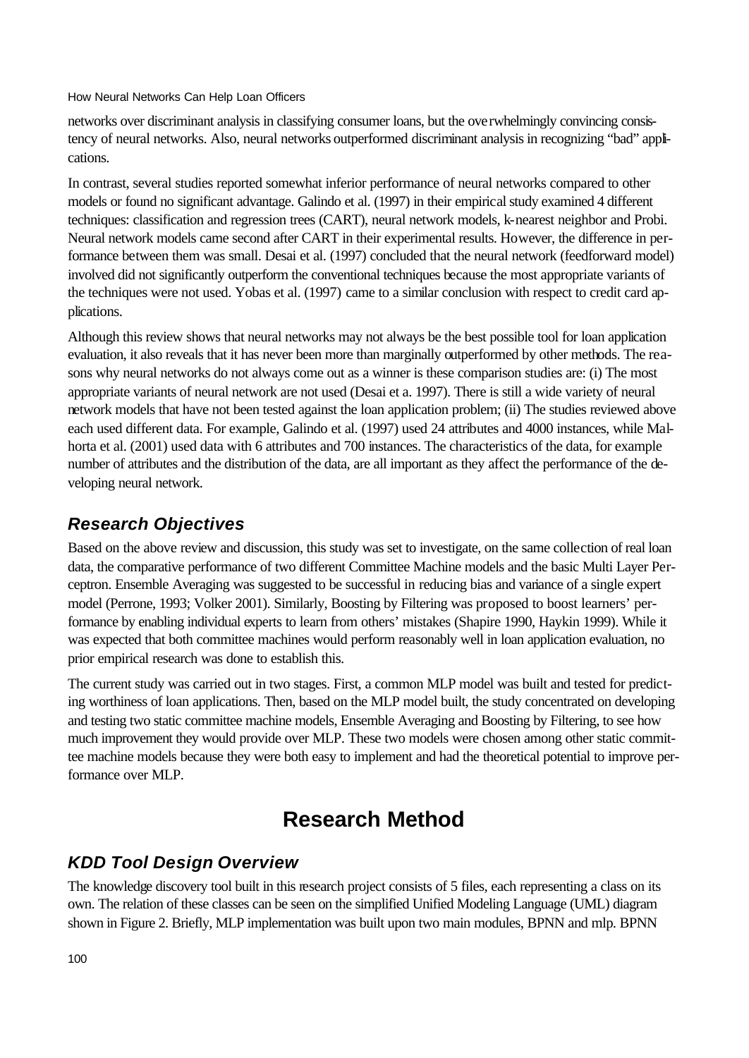networks over discriminant analysis in classifying consumer loans, but the overwhelmingly convincing consistency of neural networks. Also, neural networks outperformed discriminant analysis in recognizing "bad" applications.

In contrast, several studies reported somewhat inferior performance of neural networks compared to other models or found no significant advantage. Galindo et al. (1997) in their empirical study examined 4 different techniques: classification and regression trees (CART), neural network models, k-nearest neighbor and Probi. Neural network models came second after CART in their experimental results. However, the difference in performance between them was small. Desai et al. (1997) concluded that the neural network (feedforward model) involved did not significantly outperform the conventional techniques because the most appropriate variants of the techniques were not used. Yobas et al. (1997) came to a similar conclusion with respect to credit card applications.

Although this review shows that neural networks may not always be the best possible tool for loan application evaluation, it also reveals that it has never been more than marginally outperformed by other methods. The reasons why neural networks do not always come out as a winner is these comparison studies are: (i) The most appropriate variants of neural network are not used (Desai et a. 1997). There is still a wide variety of neural network models that have not been tested against the loan application problem; (ii) The studies reviewed above each used different data. For example, Galindo et al. (1997) used 24 attributes and 4000 instances, while Malhorta et al. (2001) used data with 6 attributes and 700 instances. The characteristics of the data, for example number of attributes and the distribution of the data, are all important as they affect the performance of the developing neural network.

### *Research Objectives*

Based on the above review and discussion, this study was set to investigate, on the same collection of real loan data, the comparative performance of two different Committee Machine models and the basic Multi Layer Perceptron. Ensemble Averaging was suggested to be successful in reducing bias and variance of a single expert model (Perrone, 1993; Volker 2001). Similarly, Boosting by Filtering was proposed to boost learners' performance by enabling individual experts to learn from others' mistakes (Shapire 1990, Haykin 1999). While it was expected that both committee machines would perform reasonably well in loan application evaluation, no prior empirical research was done to establish this.

The current study was carried out in two stages. First, a common MLP model was built and tested for predicting worthiness of loan applications. Then, based on the MLP model built, the study concentrated on developing and testing two static committee machine models, Ensemble Averaging and Boosting by Filtering, to see how much improvement they would provide over MLP. These two models were chosen among other static committee machine models because they were both easy to implement and had the theoretical potential to improve performance over MLP.

## Research Method

### *KDD Tool Design Overview*

The knowledge discovery tool built in this research project consists of 5 files, each representing a class on its own. The relation of these classes can be seen on the simplified Unified Modeling Language (UML) diagram shown in Figure 2. Briefly, MLP implementation was built upon two main modules, BPNN and mlp. BPNN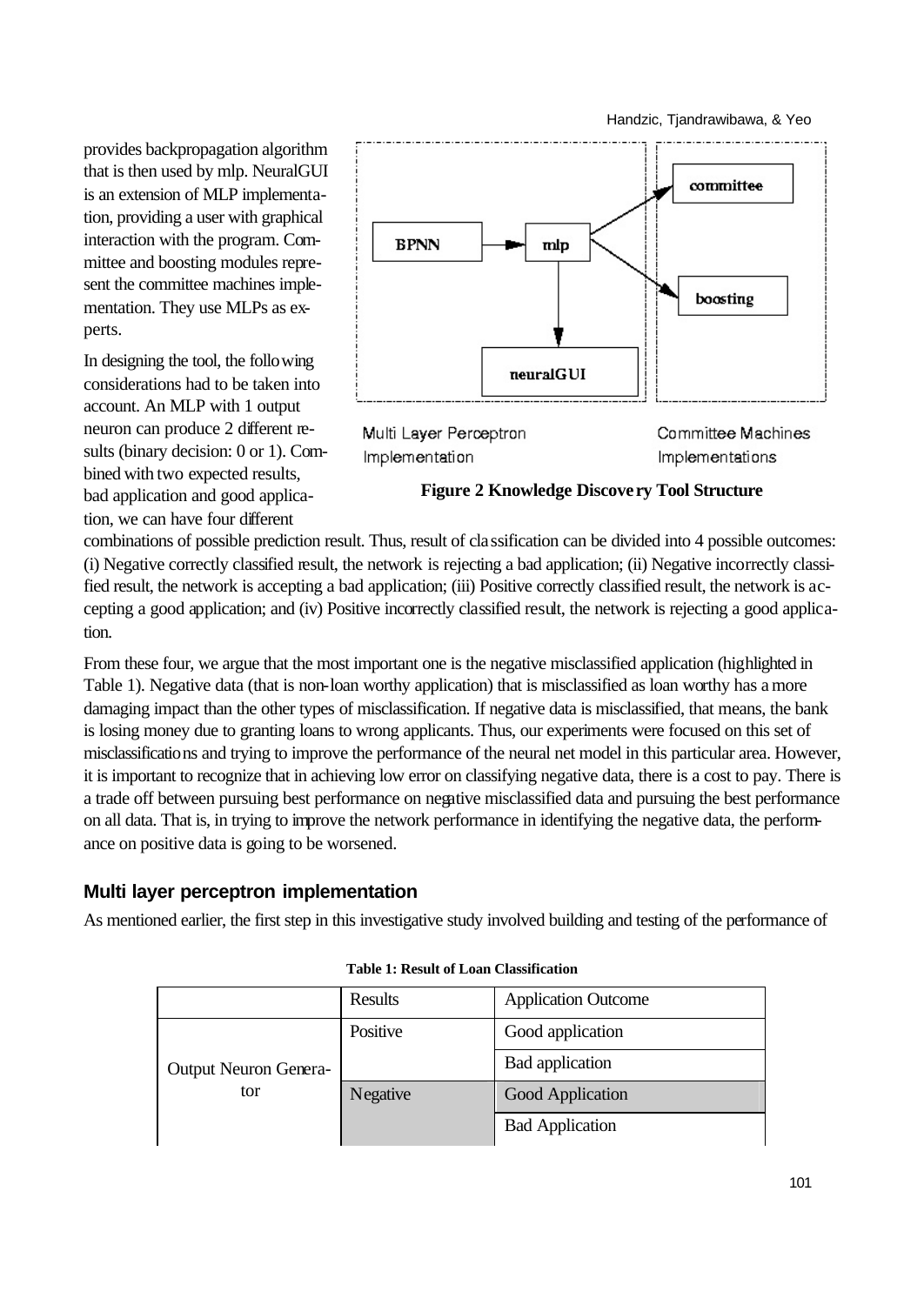provides backpropagation algorithm that is then used by mlp. NeuralGUI is an extension of MLP implementation, providing a user with graphical interaction with the program. Committee and boosting modules represent the committee machines implementation. They use MLPs as experts.

In designing the tool, the following considerations had to be taken into account. An MLP with 1 output neuron can produce 2 different results (binary decision: 0 or 1). Combined with two expected results, bad application and good application, we can have four different combinations of possible prediction result. Thus, result of classification can be divided into 4 possible outcomes: (i) Negative correctly classified result, the network is rejecting a bad application; (ii) Negative incorrectly classified result, the network is accepting a bad application; (iii) Positive correctly classified result, the network is accepting a good application; and (iv) Positive incorrectly classified result, the network is rejecting a good application.

BPNN → mlp → committee, boosting, neuralGUI

Multi Layer Perceptron Implementation | Committee Machines Implementations

**Figure 2 Knowledge Discovery Tool Structure**

From these four, we argue that the most important one is the negative misclassified application (highlighted in Table 1). Negative data (that is non-loan worthy application) that is misclassified as loan worthy has a more damaging impact than the other types of misclassification. If negative data is misclassified, that means, the bank is losing money due to granting loans to wrong applicants. Thus, our experiments were focused on this set of misclassifications and trying to improve the performance of the neural net model in this particular area. However, it is important to recognize that in achieving low error on classifying negative data, there is a cost to pay. There is a trade off between pursuing best performance on negative misclassified data and pursuing the best performance on all data. That is, in trying to improve the network performance in identifying the negative data, the performance on positive data is going to be worsened.

## Multi layer perceptron implementation

As mentioned earlier, the first step in this investigative study involved building and testing of the performance of

**Table 1: Result of Loan Classification**

| | Results | Application Outcome |
|---|---|---|
| Output Neuron Generator | Positive | Good application |
| | | Bad application |
| | Negative | Good Application |
| | | Bad Application |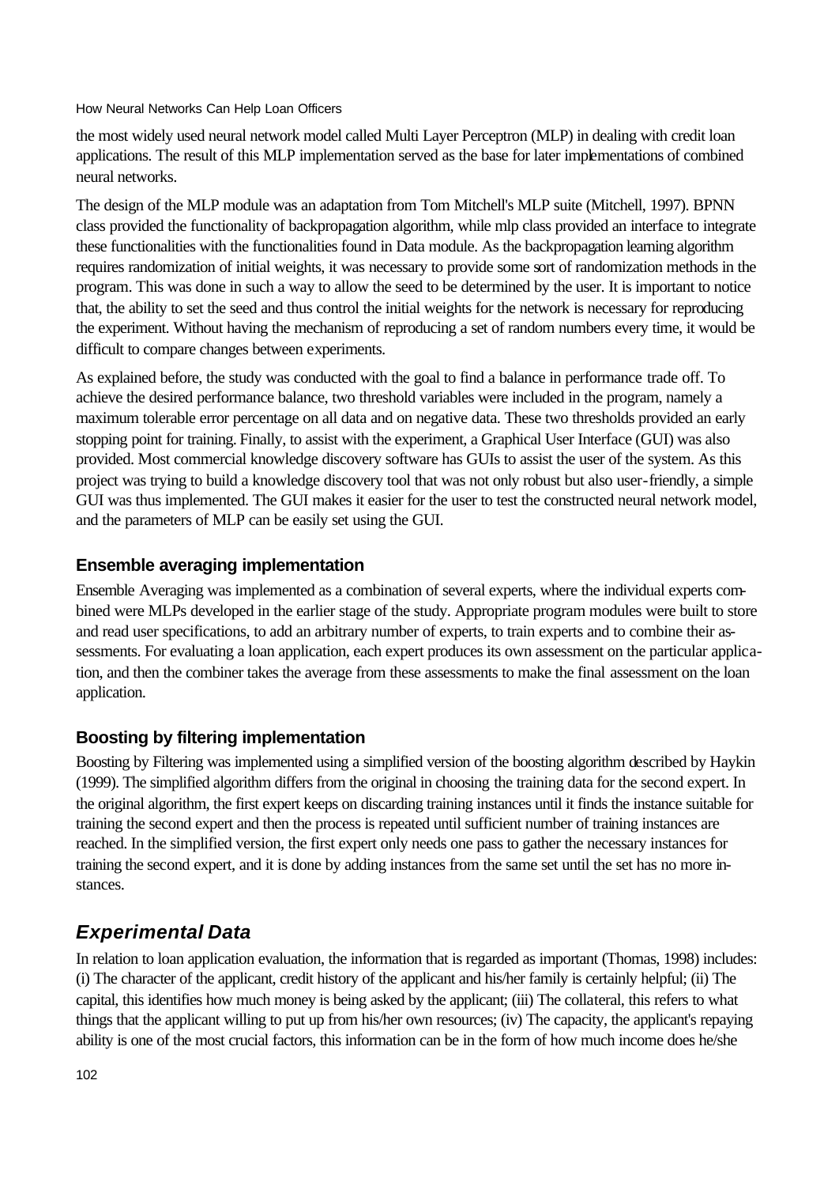the most widely used neural network model called Multi Layer Perceptron (MLP) in dealing with credit loan applications. The result of this MLP implementation served as the base for later implementations of combined neural networks.

The design of the MLP module was an adaptation from Tom Mitchell's MLP suite (Mitchell, 1997). BPNN class provided the functionality of backpropagation algorithm, while mlp class provided an interface to integrate these functionalities with the functionalities found in Data module. As the backpropagation learning algorithm requires randomization of initial weights, it was necessary to provide some sort of randomization methods in the program. This was done in such a way to allow the seed to be determined by the user. It is important to notice that, the ability to set the seed and thus control the initial weights for the network is necessary for reproducing the experiment. Without having the mechanism of reproducing a set of random numbers every time, it would be difficult to compare changes between experiments.

As explained before, the study was conducted with the goal to find a balance in performance trade off. To achieve the desired performance balance, two threshold variables were included in the program, namely a maximum tolerable error percentage on all data and on negative data. These two thresholds provided an early stopping point for training. Finally, to assist with the experiment, a Graphical User Interface (GUI) was also provided. Most commercial knowledge discovery software has GUIs to assist the user of the system. As this project was trying to build a knowledge discovery tool that was not only robust but also user-friendly, a simple GUI was thus implemented. The GUI makes it easier for the user to test the constructed neural network model, and the parameters of MLP can be easily set using the GUI.

### Ensemble averaging implementation

Ensemble Averaging was implemented as a combination of several experts, where the individual experts combined were MLPs developed in the earlier stage of the study. Appropriate program modules were built to store and read user specifications, to add an arbitrary number of experts, to train experts and to combine their assessments. For evaluating a loan application, each expert produces its own assessment on the particular application, and then the combiner takes the average from these assessments to make the final assessment on the loan application.

### Boosting by filtering implementation

Boosting by Filtering was implemented using a simplified version of the boosting algorithm described by Haykin (1999). The simplified algorithm differs from the original in choosing the training data for the second expert. In the original algorithm, the first expert keeps on discarding training instances until it finds the instance suitable for training the second expert and then the process is repeated until sufficient number of training instances are reached. In the simplified version, the first expert only needs one pass to gather the necessary instances for training the second expert, and it is done by adding instances from the same set until the set has no more instances.

## *Experimental Data*

In relation to loan application evaluation, the information that is regarded as important (Thomas, 1998) includes: (i) The character of the applicant, credit history of the applicant and his/her family is certainly helpful; (ii) The capital, this identifies how much money is being asked by the applicant; (iii) The collateral, this refers to what things that the applicant willing to put up from his/her own resources; (iv) The capacity, the applicant's repaying ability is one of the most crucial factors, this information can be in the form of how much income does he/she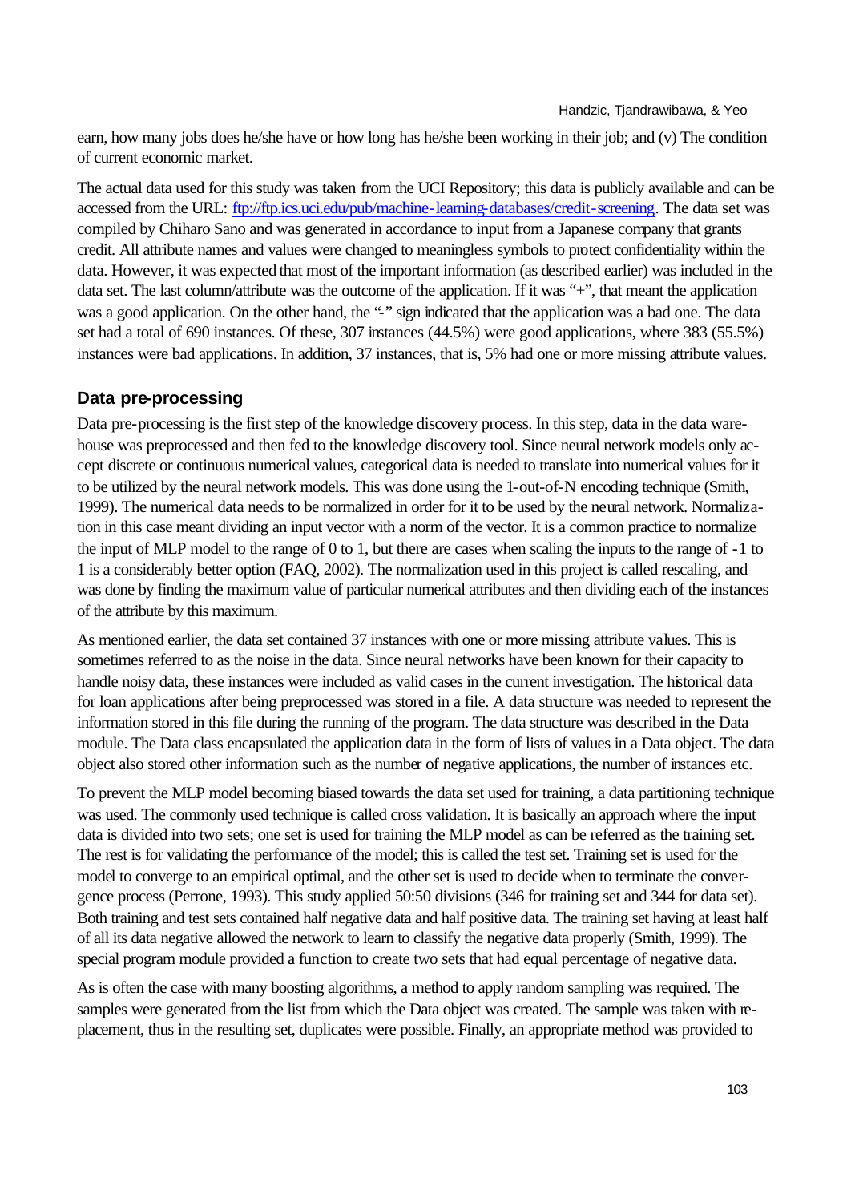earn, how many jobs does he/she have or how long has he/she been working in their job; and (v) The condition of current economic market.

The actual data used for this study was taken from the UCI Repository; this data is publicly available and can be accessed from the URL: ftp://ftp.ics.uci.edu/pub/machine-learning-databases/credit-screening. The data set was compiled by Chiharo Sano and was generated in accordance to input from a Japanese company that grants credit. All attribute names and values were changed to meaningless symbols to protect confidentiality within the data. However, it was expected that most of the important information (as described earlier) was included in the data set. The last column/attribute was the outcome of the application. If it was "+", that meant the application was a good application. On the other hand, the "-" sign indicated that the application was a bad one. The data set had a total of 690 instances. Of these, 307 instances (44.5%) were good applications, where 383 (55.5%) instances were bad applications. In addition, 37 instances, that is, 5% had one or more missing attribute values.

## Data pre-processing

Data pre-processing is the first step of the knowledge discovery process. In this step, data in the data warehouse was preprocessed and then fed to the knowledge discovery tool. Since neural network models only accept discrete or continuous numerical values, categorical data is needed to translate into numerical values for it to be utilized by the neural network models. This was done using the 1-out-of-N encoding technique (Smith, 1999). The numerical data needs to be normalized in order for it to be used by the neural network. Normalization in this case meant dividing an input vector with a norm of the vector. It is a common practice to normalize the input of MLP model to the range of 0 to 1, but there are cases when scaling the inputs to the range of -1 to 1 is a considerably better option (FAQ, 2002). The normalization used in this project is called rescaling, and was done by finding the maximum value of particular numerical attributes and then dividing each of the instances of the attribute by this maximum.

As mentioned earlier, the data set contained 37 instances with one or more missing attribute values. This is sometimes referred to as the noise in the data. Since neural networks have been known for their capacity to handle noisy data, these instances were included as valid cases in the current investigation. The historical data for loan applications after being preprocessed was stored in a file. A data structure was needed to represent the information stored in this file during the running of the program. The data structure was described in the Data module. The Data class encapsulated the application data in the form of lists of values in a Data object. The data object also stored other information such as the number of negative applications, the number of instances etc.

To prevent the MLP model becoming biased towards the data set used for training, a data partitioning technique was used. The commonly used technique is called cross validation. It is basically an approach where the input data is divided into two sets; one set is used for training the MLP model as can be referred as the training set. The rest is for validating the performance of the model; this is called the test set. Training set is used for the model to converge to an empirical optimal, and the other set is used to decide when to terminate the convergence process (Perrone, 1993). This study applied 50:50 divisions (346 for training set and 344 for data set). Both training and test sets contained half negative data and half positive data. The training set having at least half of all its data negative allowed the network to learn to classify the negative data properly (Smith, 1999). The special program module provided a function to create two sets that had equal percentage of negative data.

As is often the case with many boosting algorithms, a method to apply random sampling was required. The samples were generated from the list from which the Data object was created. The sample was taken with replacement, thus in the resulting set, duplicates were possible. Finally, an appropriate method was provided to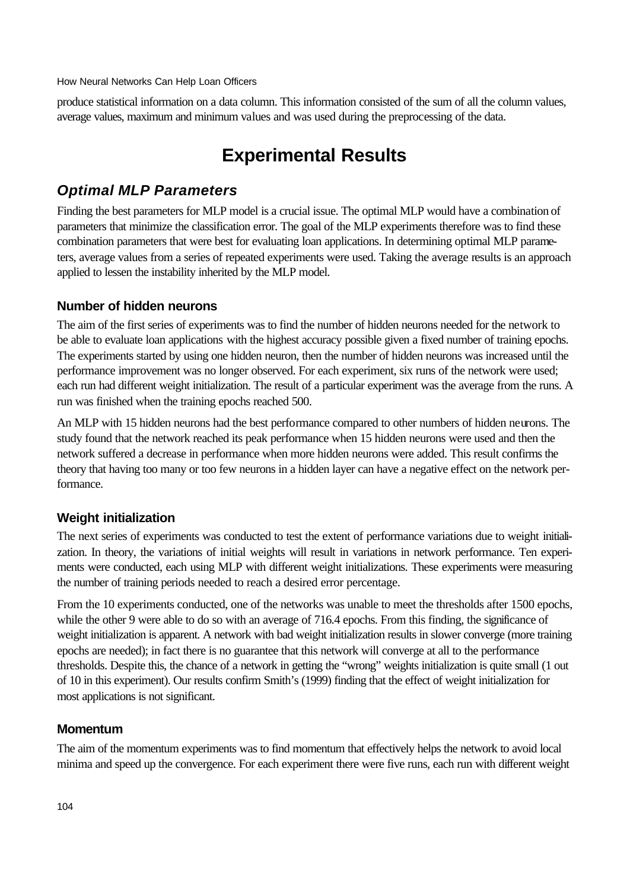produce statistical information on a data column. This information consisted of the sum of all the column values, average values, maximum and minimum values and was used during the preprocessing of the data.

# Experimental Results

## *Optimal MLP Parameters*

Finding the best parameters for MLP model is a crucial issue. The optimal MLP would have a combination of parameters that minimize the classification error. The goal of the MLP experiments therefore was to find these combination parameters that were best for evaluating loan applications. In determining optimal MLP parameters, average values from a series of repeated experiments were used. Taking the average results is an approach applied to lessen the instability inherited by the MLP model.

### Number of hidden neurons

The aim of the first series of experiments was to find the number of hidden neurons needed for the network to be able to evaluate loan applications with the highest accuracy possible given a fixed number of training epochs. The experiments started by using one hidden neuron, then the number of hidden neurons was increased until the performance improvement was no longer observed. For each experiment, six runs of the network were used; each run had different weight initialization. The result of a particular experiment was the average from the runs. A run was finished when the training epochs reached 500.

An MLP with 15 hidden neurons had the best performance compared to other numbers of hidden neurons. The study found that the network reached its peak performance when 15 hidden neurons were used and then the network suffered a decrease in performance when more hidden neurons were added. This result confirms the theory that having too many or too few neurons in a hidden layer can have a negative effect on the network performance.

### Weight initialization

The next series of experiments was conducted to test the extent of performance variations due to weight initialization. In theory, the variations of initial weights will result in variations in network performance. Ten experiments were conducted, each using MLP with different weight initializations. These experiments were measuring the number of training periods needed to reach a desired error percentage.

From the 10 experiments conducted, one of the networks was unable to meet the thresholds after 1500 epochs, while the other 9 were able to do so with an average of 716.4 epochs. From this finding, the significance of weight initialization is apparent. A network with bad weight initialization results in slower converge (more training epochs are needed); in fact there is no guarantee that this network will converge at all to the performance thresholds. Despite this, the chance of a network in getting the "wrong" weights initialization is quite small (1 out of 10 in this experiment). Our results confirm Smith's (1999) finding that the effect of weight initialization for most applications is not significant.

### Momentum

The aim of the momentum experiments was to find momentum that effectively helps the network to avoid local minima and speed up the convergence. For each experiment there were five runs, each run with different weight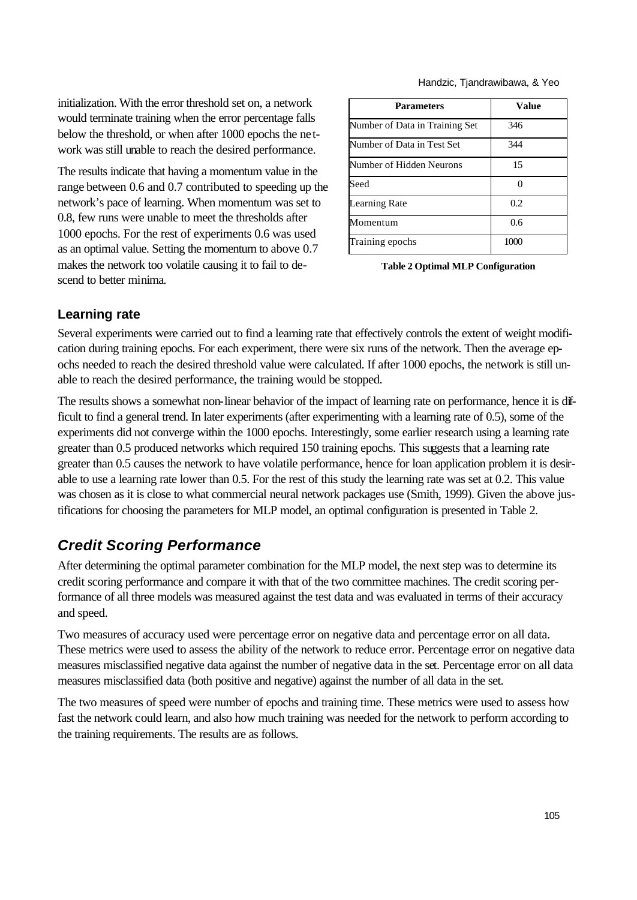initialization. With the error threshold set on, a network would terminate training when the error percentage falls below the threshold, or when after 1000 epochs the network was still unable to reach the desired performance.

The results indicate that having a momentum value in the range between 0.6 and 0.7 contributed to speeding up the network's pace of learning. When momentum was set to 0.8, few runs were unable to meet the thresholds after 1000 epochs. For the rest of experiments 0.6 was used as an optimal value. Setting the momentum to above 0.7 makes the network too volatile causing it to fail to descend to better minima.

| Parameters | Value |
|---|---|
| Number of Data in Training Set | 346 |
| Number of Data in Test Set | 344 |
| Number of Hidden Neurons | 15 |
| Seed | 0 |
| Learning Rate | 0.2 |
| Momentum | 0.6 |
| Training epochs | 1000 |

**Table 2 Optimal MLP Configuration**

### Learning rate

Several experiments were carried out to find a learning rate that effectively controls the extent of weight modification during training epochs. For each experiment, there were six runs of the network. Then the average epochs needed to reach the desired threshold value were calculated. If after 1000 epochs, the network is still unable to reach the desired performance, the training would be stopped.

The results shows a somewhat non-linear behavior of the impact of learning rate on performance, hence it is difficult to find a general trend. In later experiments (after experimenting with a learning rate of 0.5), some of the experiments did not converge within the 1000 epochs. Interestingly, some earlier research using a learning rate greater than 0.5 produced networks which required 150 training epochs. This suggests that a learning rate greater than 0.5 causes the network to have volatile performance, hence for loan application problem it is desirable to use a learning rate lower than 0.5. For the rest of this study the learning rate was set at 0.2. This value was chosen as it is close to what commercial neural network packages use (Smith, 1999). Given the above justifications for choosing the parameters for MLP model, an optimal configuration is presented in Table 2.

## *Credit Scoring Performance*

After determining the optimal parameter combination for the MLP model, the next step was to determine its credit scoring performance and compare it with that of the two committee machines. The credit scoring performance of all three models was measured against the test data and was evaluated in terms of their accuracy and speed.

Two measures of accuracy used were percentage error on negative data and percentage error on all data. These metrics were used to assess the ability of the network to reduce error. Percentage error on negative data measures misclassified negative data against the number of negative data in the set. Percentage error on all data measures misclassified data (both positive and negative) against the number of all data in the set.

The two measures of speed were number of epochs and training time. These metrics were used to assess how fast the network could learn, and also how much training was needed for the network to perform according to the training requirements. The results are as follows.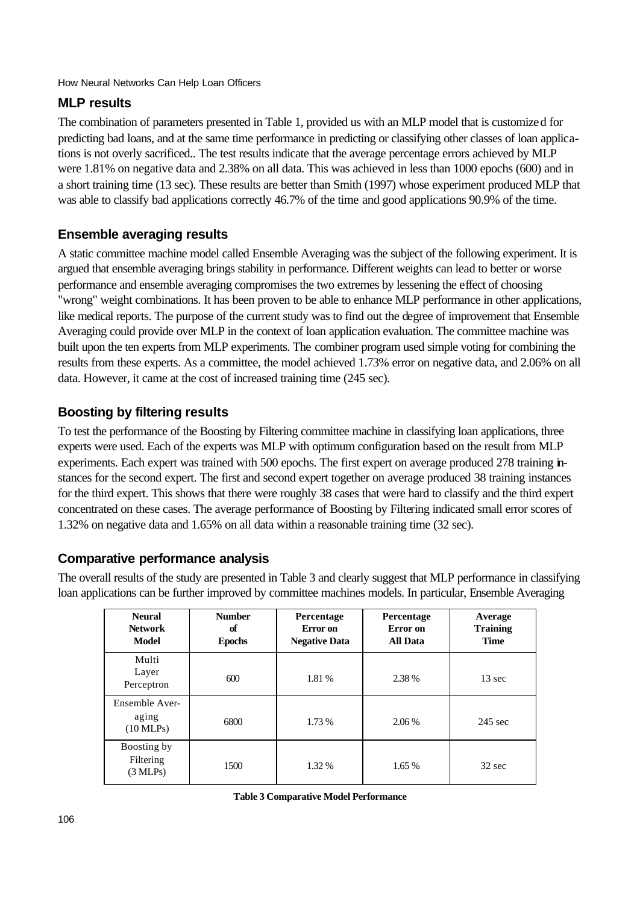## MLP results

The combination of parameters presented in Table 1, provided us with an MLP model that is customized for predicting bad loans, and at the same time performance in predicting or classifying other classes of loan applications is not overly sacrificed.. The test results indicate that the average percentage errors achieved by MLP were 1.81% on negative data and 2.38% on all data. This was achieved in less than 1000 epochs (600) and in a short training time (13 sec). These results are better than Smith (1997) whose experiment produced MLP that was able to classify bad applications correctly 46.7% of the time and good applications 90.9% of the time.

## Ensemble averaging results

A static committee machine model called Ensemble Averaging was the subject of the following experiment. It is argued that ensemble averaging brings stability in performance. Different weights can lead to better or worse performance and ensemble averaging compromises the two extremes by lessening the effect of choosing "wrong" weight combinations. It has been proven to be able to enhance MLP performance in other applications, like medical reports. The purpose of the current study was to find out the degree of improvement that Ensemble Averaging could provide over MLP in the context of loan application evaluation. The committee machine was built upon the ten experts from MLP experiments. The combiner program used simple voting for combining the results from these experts. As a committee, the model achieved 1.73% error on negative data, and 2.06% on all data. However, it came at the cost of increased training time (245 sec).

## Boosting by filtering results

To test the performance of the Boosting by Filtering committee machine in classifying loan applications, three experts were used. Each of the experts was MLP with optimum configuration based on the result from MLP experiments. Each expert was trained with 500 epochs. The first expert on average produced 278 training instances for the second expert. The first and second expert together on average produced 38 training instances for the third expert. This shows that there were roughly 38 cases that were hard to classify and the third expert concentrated on these cases. The average performance of Boosting by Filtering indicated small error scores of 1.32% on negative data and 1.65% on all data within a reasonable training time (32 sec).

## Comparative performance analysis

The overall results of the study are presented in Table 3 and clearly suggest that MLP performance in classifying loan applications can be further improved by committee machines models. In particular, Ensemble Averaging

| Neural Network Model | Number of Epochs | Percentage Error on Negative Data | Percentage Error on All Data | Average Training Time |
|---|---|---|---|---|
| Multi Layer Perceptron | 600 | 1.81 % | 2.38 % | 13 sec |
| Ensemble Averaging (10 MLPs) | 6800 | 1.73 % | 2.06 % | 245 sec |
| Boosting by Filtering (3 MLPs) | 1500 | 1.32 % | 1.65 % | 32 sec |

**Table 3 Comparative Model Performance**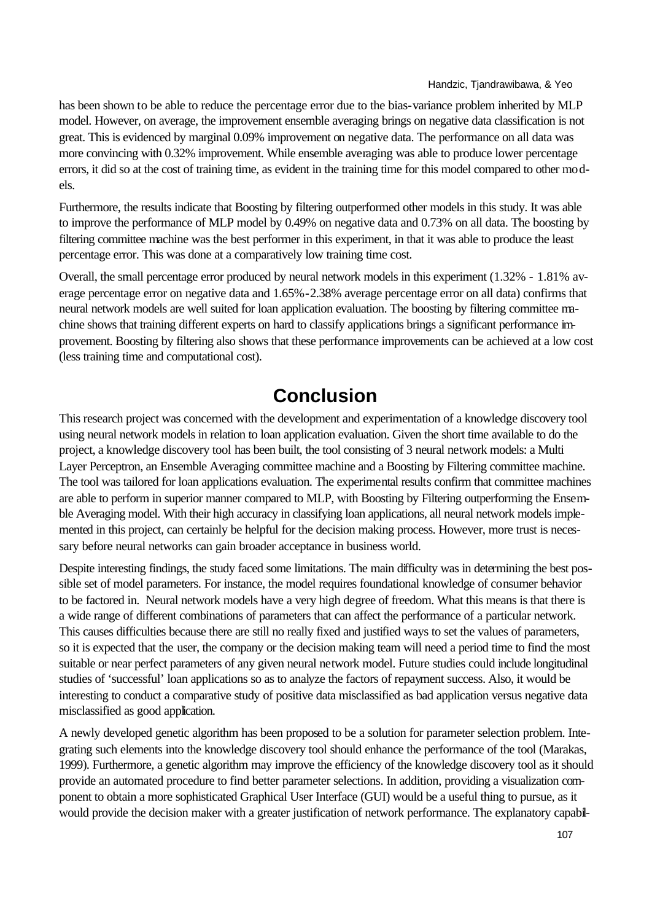has been shown to be able to reduce the percentage error due to the bias-variance problem inherited by MLP model. However, on average, the improvement ensemble averaging brings on negative data classification is not great. This is evidenced by marginal 0.09% improvement on negative data. The performance on all data was more convincing with 0.32% improvement. While ensemble averaging was able to produce lower percentage errors, it did so at the cost of training time, as evident in the training time for this model compared to other models.

Furthermore, the results indicate that Boosting by filtering outperformed other models in this study. It was able to improve the performance of MLP model by 0.49% on negative data and 0.73% on all data. The boosting by filtering committee machine was the best performer in this experiment, in that it was able to produce the least percentage error. This was done at a comparatively low training time cost.

Overall, the small percentage error produced by neural network models in this experiment (1.32% - 1.81% average percentage error on negative data and 1.65%-2.38% average percentage error on all data) confirms that neural network models are well suited for loan application evaluation. The boosting by filtering committee machine shows that training different experts on hard to classify applications brings a significant performance improvement. Boosting by filtering also shows that these performance improvements can be achieved at a low cost (less training time and computational cost).

# Conclusion

This research project was concerned with the development and experimentation of a knowledge discovery tool using neural network models in relation to loan application evaluation. Given the short time available to do the project, a knowledge discovery tool has been built, the tool consisting of 3 neural network models: a Multi Layer Perceptron, an Ensemble Averaging committee machine and a Boosting by Filtering committee machine. The tool was tailored for loan applications evaluation. The experimental results confirm that committee machines are able to perform in superior manner compared to MLP, with Boosting by Filtering outperforming the Ensemble Averaging model. With their high accuracy in classifying loan applications, all neural network models implemented in this project, can certainly be helpful for the decision making process. However, more trust is necessary before neural networks can gain broader acceptance in business world.

Despite interesting findings, the study faced some limitations. The main difficulty was in determining the best possible set of model parameters. For instance, the model requires foundational knowledge of consumer behavior to be factored in. Neural network models have a very high degree of freedom. What this means is that there is a wide range of different combinations of parameters that can affect the performance of a particular network. This causes difficulties because there are still no really fixed and justified ways to set the values of parameters, so it is expected that the user, the company or the decision making team will need a period time to find the most suitable or near perfect parameters of any given neural network model. Future studies could include longitudinal studies of 'successful' loan applications so as to analyze the factors of repayment success. Also, it would be interesting to conduct a comparative study of positive data misclassified as bad application versus negative data misclassified as good application.

A newly developed genetic algorithm has been proposed to be a solution for parameter selection problem. Integrating such elements into the knowledge discovery tool should enhance the performance of the tool (Marakas, 1999). Furthermore, a genetic algorithm may improve the efficiency of the knowledge discovery tool as it should provide an automated procedure to find better parameter selections. In addition, providing a visualization component to obtain a more sophisticated Graphical User Interface (GUI) would be a useful thing to pursue, as it would provide the decision maker with a greater justification of network performance. The explanatory capabil-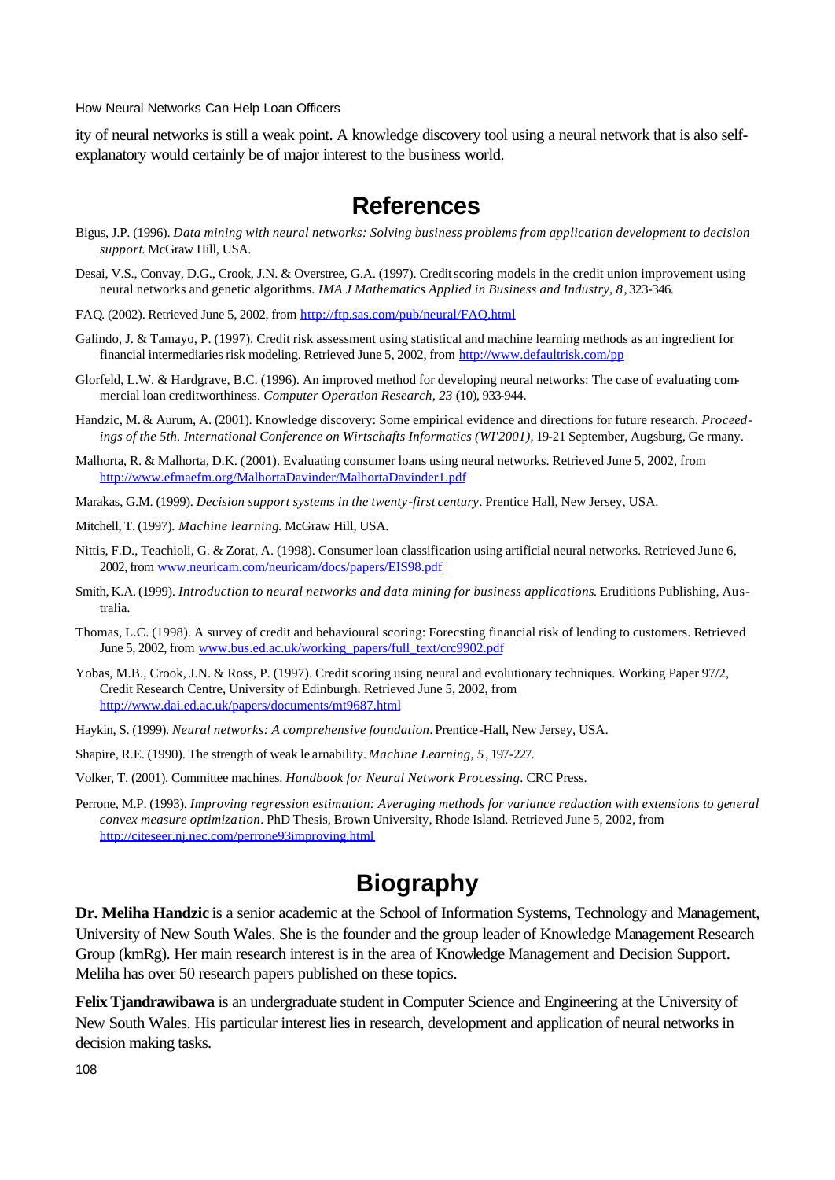ity of neural networks is still a weak point. A knowledge discovery tool using a neural network that is also self-explanatory would certainly be of major interest to the business world.

# References

Bigus, J.P. (1996). *Data mining with neural networks: Solving business problems from application development to decision support*. McGraw Hill, USA.

Desai, V.S., Convay, D.G., Crook, J.N. & Overstree, G.A. (1997). Credit scoring models in the credit union improvement using neural networks and genetic algorithms. *IMA J Mathematics Applied in Business and Industry, 8*, 323-346.

FAQ. (2002). Retrieved June 5, 2002, from http://ftp.sas.com/pub/neural/FAQ.html

Galindo, J. & Tamayo, P. (1997). Credit risk assessment using statistical and machine learning methods as an ingredient for financial intermediaries risk modeling. Retrieved June 5, 2002, from http://www.defaultrisk.com/pp

Glorfeld, L.W. & Hardgrave, B.C. (1996). An improved method for developing neural networks: The case of evaluating commercial loan creditworthiness. *Computer Operation Research, 23* (10), 933-944.

Handzic, M. & Aurum, A. (2001). Knowledge discovery: Some empirical evidence and directions for future research. *Proceedings of the 5th. International Conference on Wirtschafts Informatics (WI'2001)*, 19-21 September, Augsburg, Germany.

Malhorta, R. & Malhorta, D.K. (2001). Evaluating consumer loans using neural networks. Retrieved June 5, 2002, from http://www.efmaefm.org/MalhortaDavinder/MalhortaDavinder1.pdf

Marakas, G.M. (1999). *Decision support systems in the twenty-first century*. Prentice Hall, New Jersey, USA.

Mitchell, T. (1997). *Machine learning*. McGraw Hill, USA.

Nittis, F.D., Teachioli, G. & Zorat, A. (1998). Consumer loan classification using artificial neural networks. Retrieved June 6, 2002, from www.neuricam.com/neuricam/docs/papers/EIS98.pdf

Smith, K.A. (1999). *Introduction to neural networks and data mining for business applications*. Eruditions Publishing, Australia.

Thomas, L.C. (1998). A survey of credit and behavioural scoring: Forecsting financial risk of lending to customers. Retrieved June 5, 2002, from www.bus.ed.ac.uk/working_papers/full_text/crc9902.pdf

Yobas, M.B., Crook, J.N. & Ross, P. (1997). Credit scoring using neural and evolutionary techniques. Working Paper 97/2, Credit Research Centre, University of Edinburgh. Retrieved June 5, 2002, from http://www.dai.ed.ac.uk/papers/documents/mt9687.html

Haykin, S. (1999). *Neural networks: A comprehensive foundation*. Prentice-Hall, New Jersey, USA.

Shapire, R.E. (1990). The strength of weak learnability. *Machine Learning, 5*, 197-227.

Volker, T. (2001). Committee machines. *Handbook for Neural Network Processing*. CRC Press.

Perrone, M.P. (1993). *Improving regression estimation: Averaging methods for variance reduction with extensions to general convex measure optimization*. PhD Thesis, Brown University, Rhode Island. Retrieved June 5, 2002, from http://citeseer.nj.nec.com/perrone93improving.html

# Biography

**Dr. Meliha Handzic** is a senior academic at the School of Information Systems, Technology and Management, University of New South Wales. She is the founder and the group leader of Knowledge Management Research Group (kmRg). Her main research interest is in the area of Knowledge Management and Decision Support. Meliha has over 50 research papers published on these topics.

**Felix Tjandrawibawa** is an undergraduate student in Computer Science and Engineering at the University of New South Wales. His particular interest lies in research, development and application of neural networks in decision making tasks.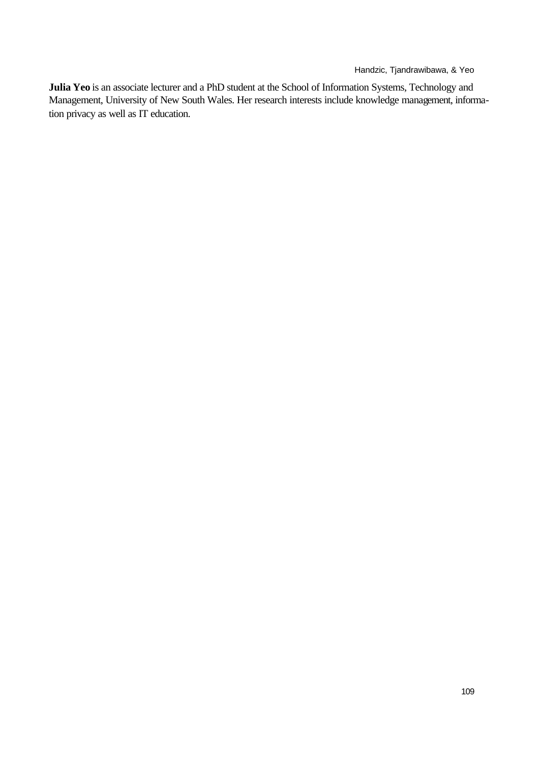**Julia Yeo** is an associate lecturer and a PhD student at the School of Information Systems, Technology and Management, University of New South Wales. Her research interests include knowledge management, information privacy as well as IT education.